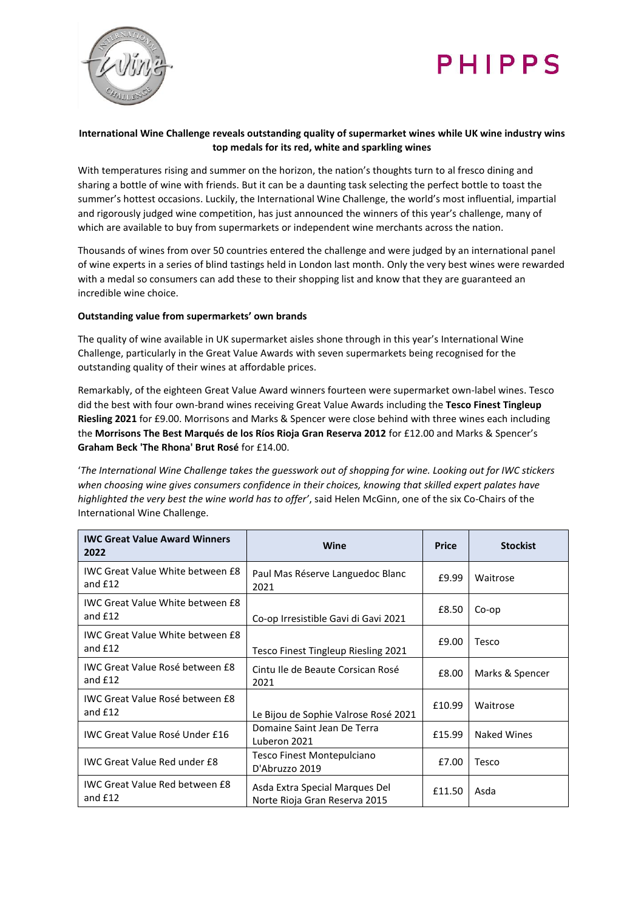**International Wine Challenge reveals outstanding quality of supermarket wines while UK wine industry wins top medals for its red, white and sparkling wines**

With temperatures rising and summer on the horizon, the nation's thoughts turn to al fresco dining and sharing a bottle of wine with friends. But it can be a daunting task selecting the perfect bottle to toast the summer's hottest occasions. Luckily, the International Wine Challenge, the world's most influential, impartial and rigorously judged wine competition, has just announced the winners of this year's challenge, many of which are available to buy from supermarkets or independent wine merchants across the nation.

Thousands of wines from over 50 countries entered the challenge and were judged by an international panel of wine experts in a series of blind tastings held in London last month. Only the very best wines were rewarded with a medal so consumers can add these to their shopping list and know that they are guaranteed an incredible wine choice.

**Outstanding value from supermarkets' own brands**

The quality of wine available in UK supermarket aisles shone through in this year's International Wine Challenge, particularly in the Great Value Awards with seven supermarkets being recognised for the outstanding quality of their wines at affordable prices.

Remarkably, of the eighteen Great Value Award winners fourteen were supermarket own-label wines. Tesco did the best with four own-brand wines receiving Great Value Awards including the **Tesco Finest Tingleup Riesling 2021** for £9.00. Morrisons and Marks & Spencer were close behind with three wines each including the **Morrisons The Best Marqués de los Ríos Rioja Gran Reserva 2012** for £12.00 and Marks & Spencer's **Graham Beck 'The Rhona' Brut Rosé** for £14.00.

'*The International Wine Challenge takes the guesswork out of shopping for wine. Looking out for IWC stickers when choosing wine gives consumers confidence in their choices, knowing that skilled expert palates have highlighted the very best the wine world has to offer*', said Helen McGinn, one of the six Co-Chairs of the International Wine Challenge.

| IWC Great Value Award Winners 2022 | Wine | Price | Stockist |
|---|---|---|---|
| IWC Great Value White between £8 and £12 | Paul Mas Réserve Languedoc Blanc 2021 | £9.99 | Waitrose |
| IWC Great Value White between £8 and £12 | Co-op Irresistible Gavi di Gavi 2021 | £8.50 | Co-op |
| IWC Great Value White between £8 and £12 | Tesco Finest Tingleup Riesling 2021 | £9.00 | Tesco |
| IWC Great Value Rosé between £8 and £12 | Cintu Ile de Beaute Corsican Rosé 2021 | £8.00 | Marks & Spencer |
| IWC Great Value Rosé between £8 and £12 | Le Bijou de Sophie Valrose Rosé 2021 | £10.99 | Waitrose |
| IWC Great Value Rosé Under £16 | Domaine Saint Jean De Terra Luberon 2021 | £15.99 | Naked Wines |
| IWC Great Value Red under £8 | Tesco Finest Montepulciano D'Abruzzo 2019 | £7.00 | Tesco |
| IWC Great Value Red between £8 and £12 | Asda Extra Special Marques Del Norte Rioja Gran Reserva 2015 | £11.50 | Asda |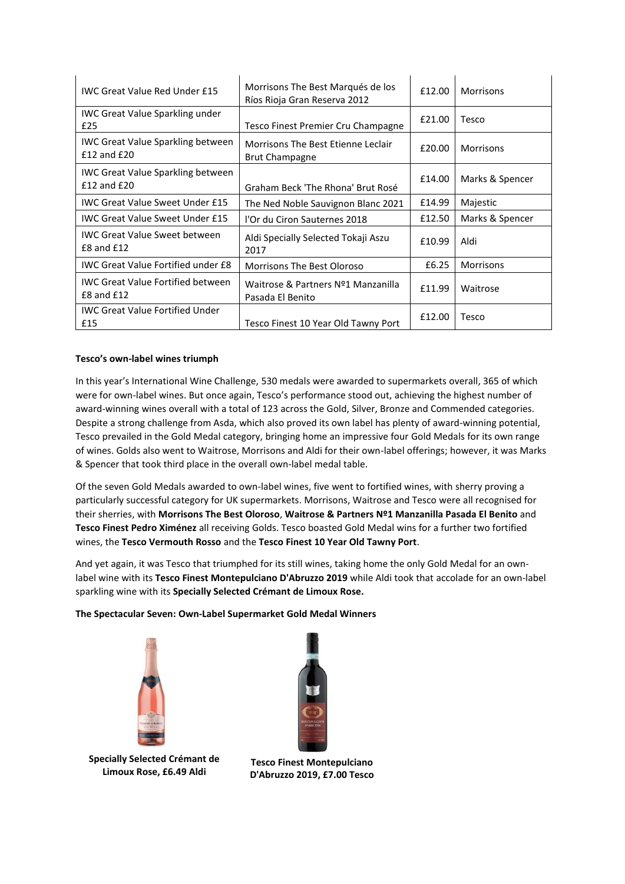| IWC Great Value Red Under £15 | Morrisons The Best Marqués de los Ríos Rioja Gran Reserva 2012 | £12.00 | Morrisons |
|---|---|---|---|
| IWC Great Value Sparkling under £25 | Tesco Finest Premier Cru Champagne | £21.00 | Tesco |
| IWC Great Value Sparkling between £12 and £20 | Morrisons The Best Etienne Leclair Brut Champagne | £20.00 | Morrisons |
| IWC Great Value Sparkling between £12 and £20 | Graham Beck 'The Rhona' Brut Rosé | £14.00 | Marks & Spencer |
| IWC Great Value Sweet Under £15 | The Ned Noble Sauvignon Blanc 2021 | £14.99 | Majestic |
| IWC Great Value Sweet Under £15 | l'Or du Ciron Sauternes 2018 | £12.50 | Marks & Spencer |
| IWC Great Value Sweet between £8 and £12 | Aldi Specially Selected Tokaji Aszu 2017 | £10.99 | Aldi |
| IWC Great Value Fortified under £8 | Morrisons The Best Oloroso | £6.25 | Morrisons |
| IWC Great Value Fortified between £8 and £12 | Waitrose & Partners Nº1 Manzanilla Pasada El Benito | £11.99 | Waitrose |
| IWC Great Value Fortified Under £15 | Tesco Finest 10 Year Old Tawny Port | £12.00 | Tesco |

**Tesco's own-label wines triumph**

In this year's International Wine Challenge, 530 medals were awarded to supermarkets overall, 365 of which were for own-label wines. But once again, Tesco's performance stood out, achieving the highest number of award-winning wines overall with a total of 123 across the Gold, Silver, Bronze and Commended categories. Despite a strong challenge from Asda, which also proved its own label has plenty of award-winning potential, Tesco prevailed in the Gold Medal category, bringing home an impressive four Gold Medals for its own range of wines. Golds also went to Waitrose, Morrisons and Aldi for their own-label offerings; however, it was Marks & Spencer that took third place in the overall own-label medal table.

Of the seven Gold Medals awarded to own-label wines, five went to fortified wines, with sherry proving a particularly successful category for UK supermarkets. Morrisons, Waitrose and Tesco were all recognised for their sherries, with **Morrisons The Best Oloroso**, **Waitrose & Partners Nº1 Manzanilla Pasada El Benito** and **Tesco Finest Pedro Ximénez** all receiving Golds. Tesco boasted Gold Medal wins for a further two fortified wines, the **Tesco Vermouth Rosso** and the **Tesco Finest 10 Year Old Tawny Port**.

And yet again, it was Tesco that triumphed for its still wines, taking home the only Gold Medal for an own-label wine with its **Tesco Finest Montepulciano D'Abruzzo 2019** while Aldi took that accolade for an own-label sparkling wine with its **Specially Selected Crémant de Limoux Rose.**

**The Spectacular Seven: Own-Label Supermarket Gold Medal Winners**

**Specially Selected Crémant de Limoux Rose, £6.49 Aldi**

**Tesco Finest Montepulciano D'Abruzzo 2019, £7.00 Tesco**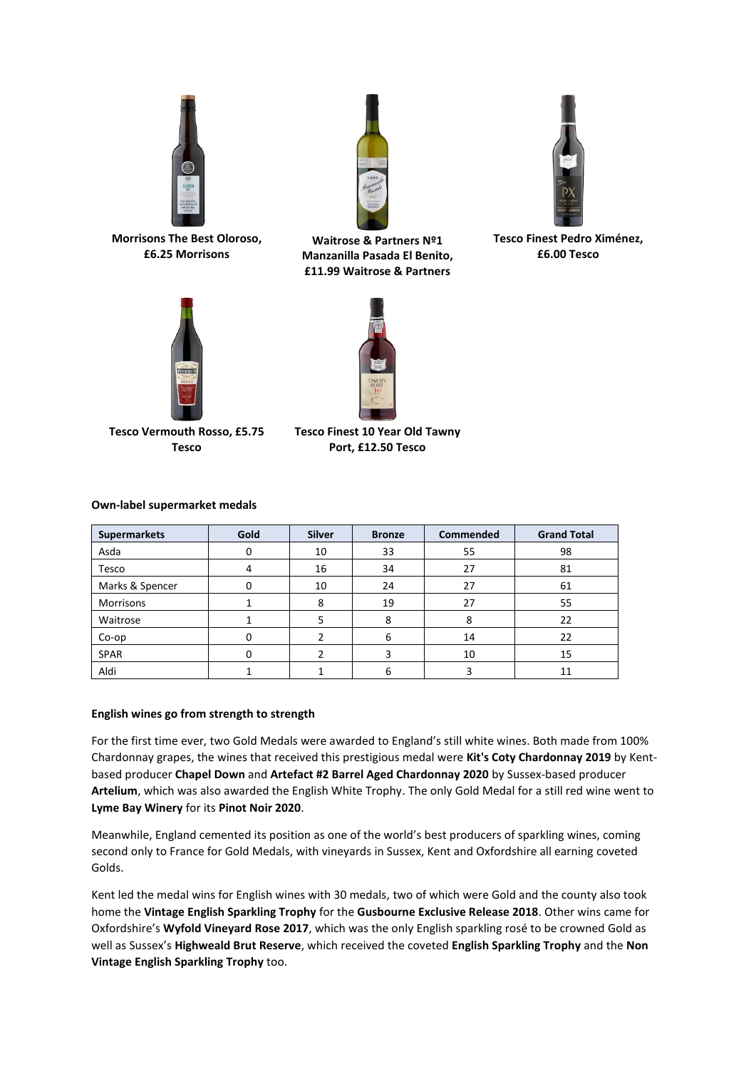**Morrisons The Best Oloroso, £6.25 Morrisons**

**Waitrose & Partners №1 Manzanilla Pasada El Benito, £11.99 Waitrose & Partners**

**Tesco Finest Pedro Ximénez, £6.00 Tesco**

**Tesco Vermouth Rosso, £5.75 Tesco**

**Tesco Finest 10 Year Old Tawny Port, £12.50 Tesco**

**Own-label supermarket medals**

| Supermarkets | Gold | Silver | Bronze | Commended | Grand Total |
|---|---|---|---|---|---|
| Asda | 0 | 10 | 33 | 55 | 98 |
| Tesco | 4 | 16 | 34 | 27 | 81 |
| Marks & Spencer | 0 | 10 | 24 | 27 | 61 |
| Morrisons | 1 | 8 | 19 | 27 | 55 |
| Waitrose | 1 | 5 | 8 | 8 | 22 |
| Co-op | 0 | 2 | 6 | 14 | 22 |
| SPAR | 0 | 2 | 3 | 10 | 15 |
| Aldi | 1 | 1 | 6 | 3 | 11 |

**English wines go from strength to strength**

For the first time ever, two Gold Medals were awarded to England's still white wines. Both made from 100% Chardonnay grapes, the wines that received this prestigious medal were **Kit's Coty Chardonnay 2019** by Kent-based producer **Chapel Down** and **Artefact #2 Barrel Aged Chardonnay 2020** by Sussex-based producer **Artelium**, which was also awarded the English White Trophy. The only Gold Medal for a still red wine went to **Lyme Bay Winery** for its **Pinot Noir 2020**.

Meanwhile, England cemented its position as one of the world's best producers of sparkling wines, coming second only to France for Gold Medals, with vineyards in Sussex, Kent and Oxfordshire all earning coveted Golds.

Kent led the medal wins for English wines with 30 medals, two of which were Gold and the county also took home the **Vintage English Sparkling Trophy** for the **Gusbourne Exclusive Release 2018**. Other wins came for Oxfordshire's **Wyfold Vineyard Rose 2017**, which was the only English sparkling rosé to be crowned Gold as well as Sussex's **Highweald Brut Reserve**, which received the coveted **English Sparkling Trophy** and the **Non Vintage English Sparkling Trophy** too.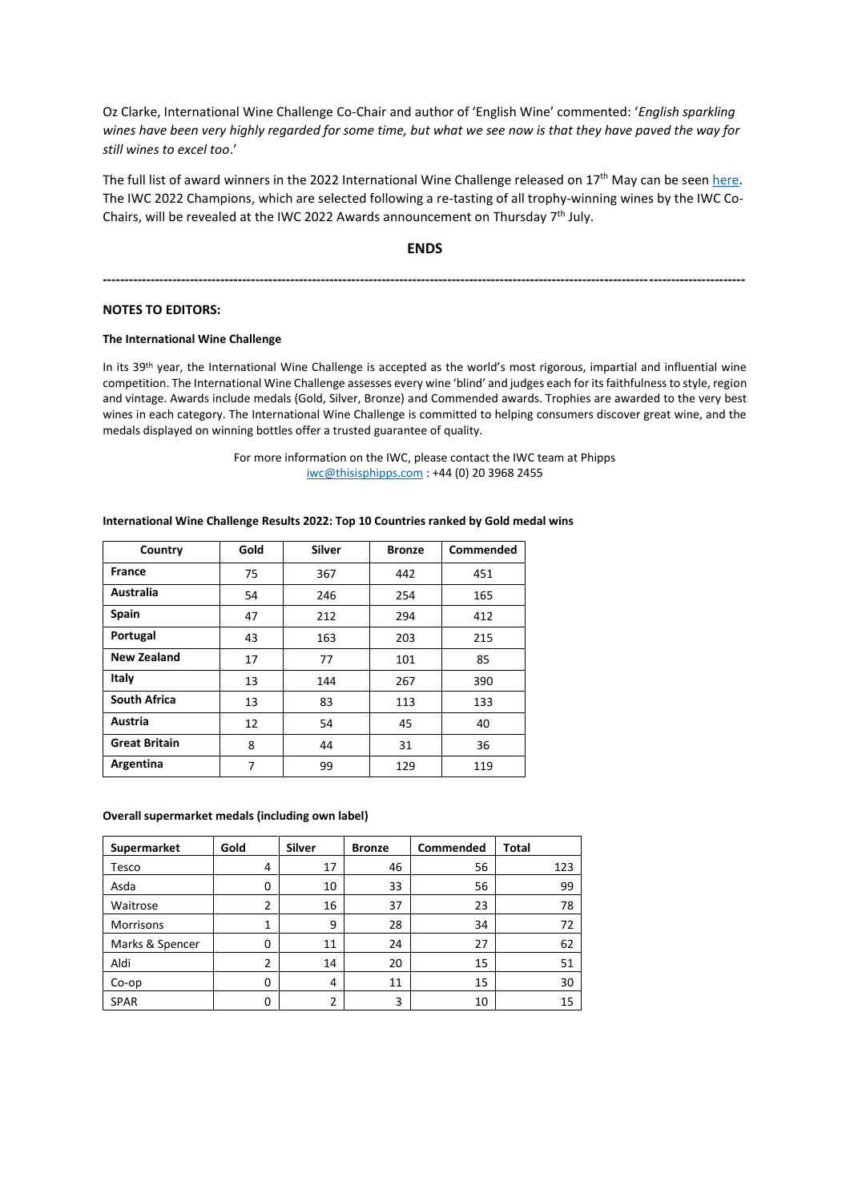Oz Clarke, International Wine Challenge Co-Chair and author of 'English Wine' commented: '*English sparkling wines have been very highly regarded for some time, but what we see now is that they have paved the way for still wines to excel too*.'

The full list of award winners in the 2022 International Wine Challenge released on 17th May can be seen here. The IWC 2022 Champions, which are selected following a re-tasting of all trophy-winning wines by the IWC Co-Chairs, will be revealed at the IWC 2022 Awards announcement on Thursday 7th July.

**ENDS**

---

**NOTES TO EDITORS:**

**The International Wine Challenge**

In its 39th year, the International Wine Challenge is accepted as the world's most rigorous, impartial and influential wine competition. The International Wine Challenge assesses every wine 'blind' and judges each for its faithfulness to style, region and vintage. Awards include medals (Gold, Silver, Bronze) and Commended awards. Trophies are awarded to the very best wines in each category. The International Wine Challenge is committed to helping consumers discover great wine, and the medals displayed on winning bottles offer a trusted guarantee of quality.

For more information on the IWC, please contact the IWC team at Phipps
iwc@thisisphipps.com : +44 (0) 20 3968 2455

**International Wine Challenge Results 2022: Top 10 Countries ranked by Gold medal wins**

| Country | Gold | Silver | Bronze | Commended |
|---|---|---|---|---|
| **France** | 75 | 367 | 442 | 451 |
| **Australia** | 54 | 246 | 254 | 165 |
| **Spain** | 47 | 212 | 294 | 412 |
| **Portugal** | 43 | 163 | 203 | 215 |
| **New Zealand** | 17 | 77 | 101 | 85 |
| **Italy** | 13 | 144 | 267 | 390 |
| **South Africa** | 13 | 83 | 113 | 133 |
| **Austria** | 12 | 54 | 45 | 40 |
| **Great Britain** | 8 | 44 | 31 | 36 |
| **Argentina** | 7 | 99 | 129 | 119 |

**Overall supermarket medals (including own label)**

| Supermarket | Gold | Silver | Bronze | Commended | Total |
|---|---|---|---|---|---|
| Tesco | 4 | 17 | 46 | 56 | 123 |
| Asda | 0 | 10 | 33 | 56 | 99 |
| Waitrose | 2 | 16 | 37 | 23 | 78 |
| Morrisons | 1 | 9 | 28 | 34 | 72 |
| Marks & Spencer | 0 | 11 | 24 | 27 | 62 |
| Aldi | 2 | 14 | 20 | 15 | 51 |
| Co-op | 0 | 4 | 11 | 15 | 30 |
| SPAR | 0 | 2 | 3 | 10 | 15 |